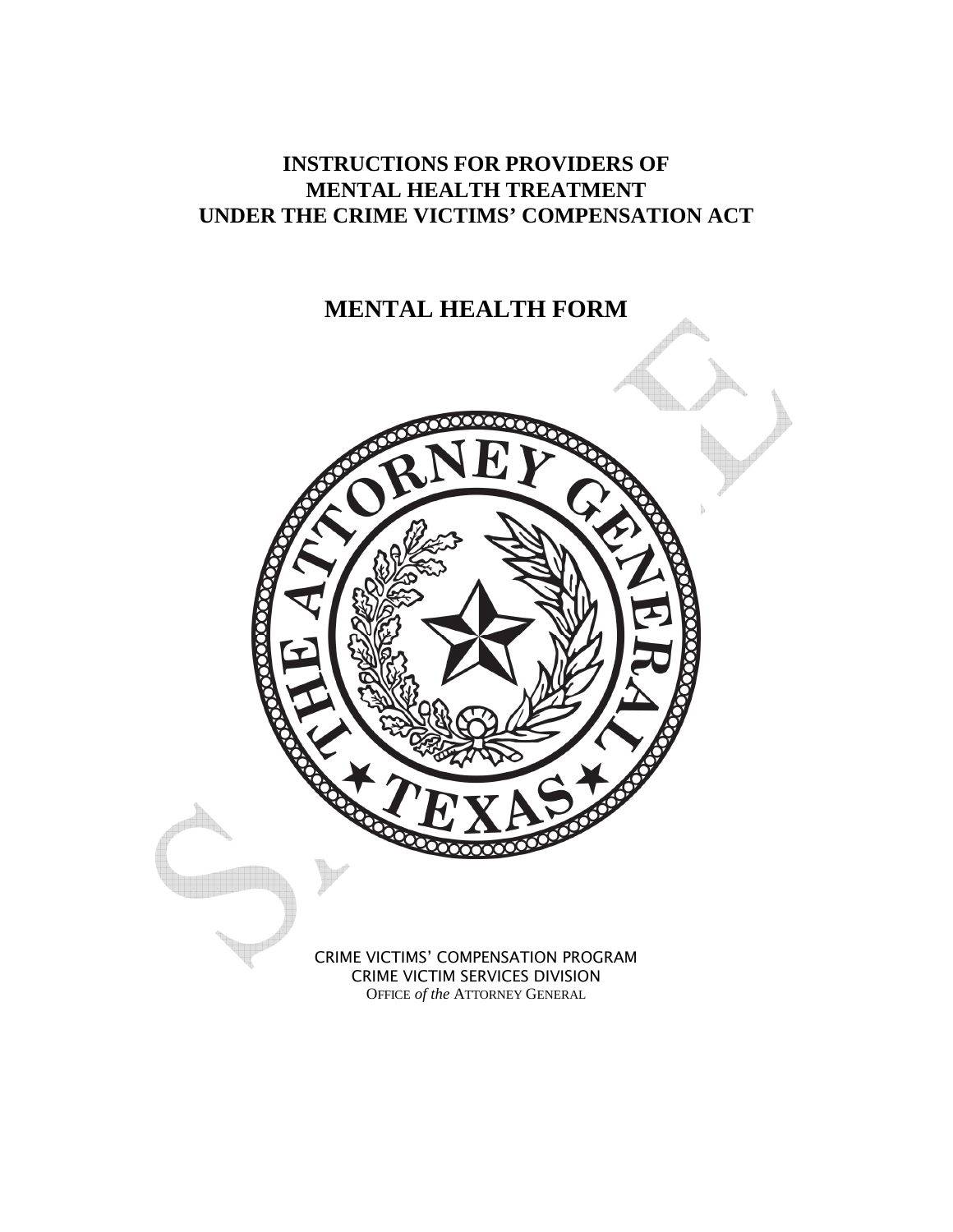# INSTRUCTIONS FOR PROVIDERS OF MENTAL HEALTH TREATMENT UNDER THE CRIME VICTIMS' COMPENSATION ACT

## MENTAL HEALTH FORM

CRIME VICTIMS' COMPENSATION PROGRAM
CRIME VICTIM SERVICES DIVISION
OFFICE *of the* ATTORNEY GENERAL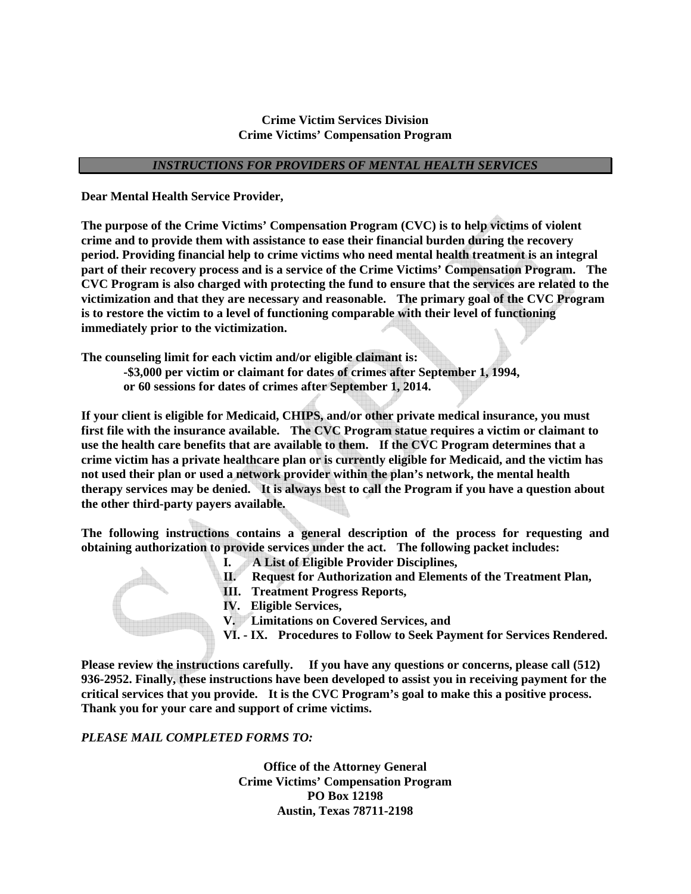**Crime Victim Services Division**
**Crime Victims' Compensation Program**

***INSTRUCTIONS FOR PROVIDERS OF MENTAL HEALTH SERVICES***

**Dear Mental Health Service Provider,**

**The purpose of the Crime Victims' Compensation Program (CVC) is to help victims of violent crime and to provide them with assistance to ease their financial burden during the recovery period. Providing financial help to crime victims who need mental health treatment is an integral part of their recovery process and is a service of the Crime Victims' Compensation Program. The CVC Program is also charged with protecting the fund to ensure that the services are related to the victimization and that they are necessary and reasonable. The primary goal of the CVC Program is to restore the victim to a level of functioning comparable with their level of functioning immediately prior to the victimization.**

**The counseling limit for each victim and/or eligible claimant is:**

**-$3,000 per victim or claimant for dates of crimes after September 1, 1994,**
**or 60 sessions for dates of crimes after September 1, 2014.**

**If your client is eligible for Medicaid, CHIPS, and/or other private medical insurance, you must first file with the insurance available. The CVC Program statue requires a victim or claimant to use the health care benefits that are available to them. If the CVC Program determines that a crime victim has a private healthcare plan or is currently eligible for Medicaid, and the victim has not used their plan or used a network provider within the plan's network, the mental health therapy services may be denied. It is always best to call the Program if you have a question about the other third-party payers available.**

**The following instructions contains a general description of the process for requesting and obtaining authorization to provide services under the act. The following packet includes:**

- **I. A List of Eligible Provider Disciplines,**
- **II. Request for Authorization and Elements of the Treatment Plan,**
- **III. Treatment Progress Reports,**
- **IV. Eligible Services,**
- **V. Limitations on Covered Services, and**
- **VI. - IX. Procedures to Follow to Seek Payment for Services Rendered.**

**Please review the instructions carefully. If you have any questions or concerns, please call (512) 936-2952. Finally, these instructions have been developed to assist you in receiving payment for the critical services that you provide. It is the CVC Program's goal to make this a positive process. Thank you for your care and support of crime victims.**

***PLEASE MAIL COMPLETED FORMS TO:***

**Office of the Attorney General**
**Crime Victims' Compensation Program**
**PO Box 12198**
**Austin, Texas 78711-2198**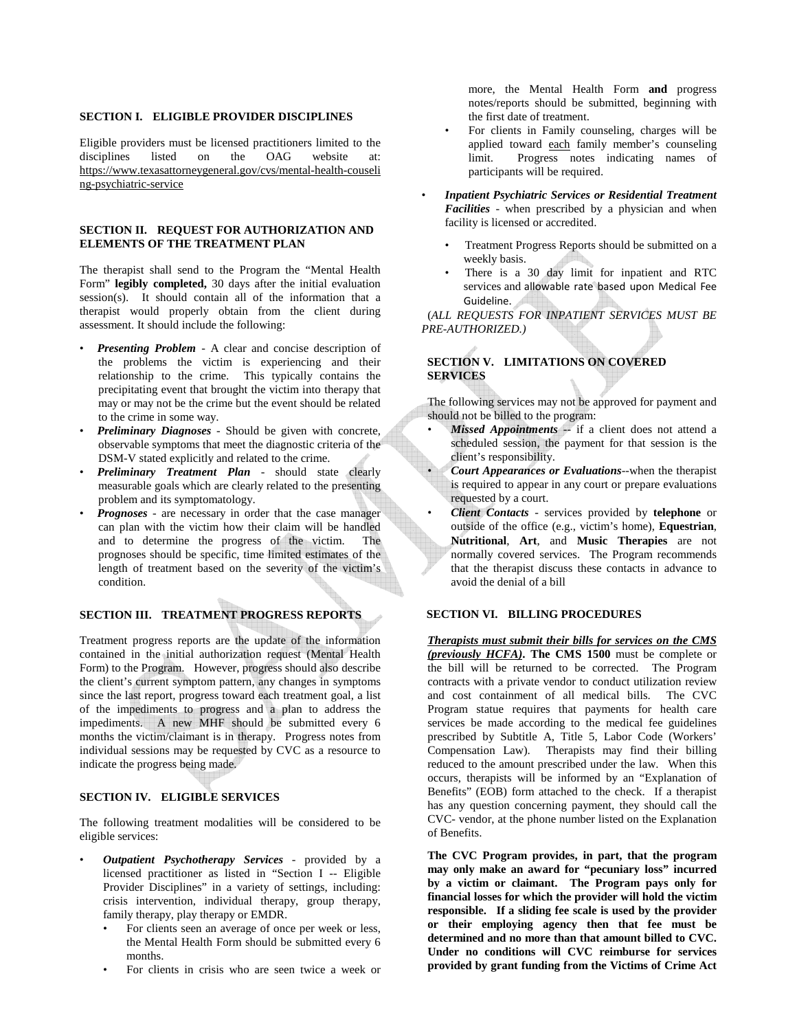## SECTION I. ELIGIBLE PROVIDER DISCIPLINES

Eligible providers must be licensed practitioners limited to the disciplines listed on the OAG website at: https://www.texasattorneygeneral.gov/cvs/mental-health-couseling-psychiatric-service

## SECTION II. REQUEST FOR AUTHORIZATION AND ELEMENTS OF THE TREATMENT PLAN

The therapist shall send to the Program the "Mental Health Form" **legibly completed,** 30 days after the initial evaluation session(s). It should contain all of the information that a therapist would properly obtain from the client during assessment. It should include the following:

- ***Presenting Problem*** - A clear and concise description of the problems the victim is experiencing and their relationship to the crime. This typically contains the precipitating event that brought the victim into therapy that may or may not be the crime but the event should be related to the crime in some way.
- ***Preliminary Diagnoses*** - Should be given with concrete, observable symptoms that meet the diagnostic criteria of the DSM-V stated explicitly and related to the crime.
- ***Preliminary Treatment Plan*** - should state clearly measurable goals which are clearly related to the presenting problem and its symptomatology.
- ***Prognoses*** - are necessary in order that the case manager can plan with the victim how their claim will be handled and to determine the progress of the victim. The prognoses should be specific, time limited estimates of the length of treatment based on the severity of the victim's condition.

## SECTION III. TREATMENT PROGRESS REPORTS

Treatment progress reports are the update of the information contained in the initial authorization request (Mental Health Form) to the Program. However, progress should also describe the client's current symptom pattern, any changes in symptoms since the last report, progress toward each treatment goal, a list of the impediments to progress and a plan to address the impediments. A new MHF should be submitted every 6 months the victim/claimant is in therapy. Progress notes from individual sessions may be requested by CVC as a resource to indicate the progress being made.

## SECTION IV. ELIGIBLE SERVICES

The following treatment modalities will be considered to be eligible services:

- ***Outpatient Psychotherapy Services*** - provided by a licensed practitioner as listed in "Section I -- Eligible Provider Disciplines" in a variety of settings, including: crisis intervention, individual therapy, group therapy, family therapy, play therapy or EMDR.
  - For clients seen an average of once per week or less, the Mental Health Form should be submitted every 6 months.
  - For clients in crisis who are seen twice a week or more, the Mental Health Form **and** progress notes/reports should be submitted, beginning with the first date of treatment.
  - For clients in Family counseling, charges will be applied toward each family member's counseling limit. Progress notes indicating names of participants will be required.
- ***Inpatient Psychiatric Services or Residential Treatment Facilities*** - when prescribed by a physician and when facility is licensed or accredited.
  - Treatment Progress Reports should be submitted on a weekly basis.
  - There is a 30 day limit for inpatient and RTC services and allowable rate based upon Medical Fee Guideline.

*(ALL REQUESTS FOR INPATIENT SERVICES MUST BE PRE-AUTHORIZED.)*

## SECTION V. LIMITATIONS ON COVERED SERVICES

The following services may not be approved for payment and should not be billed to the program:

- ***Missed Appointments*** -- if a client does not attend a scheduled session, the payment for that session is the client's responsibility.
- ***Court Appearances or Evaluations***--when the therapist is required to appear in any court or prepare evaluations requested by a court.
- ***Client Contacts*** - services provided by **telephone** or outside of the office (e.g., victim's home), **Equestrian**, **Nutritional**, **Art**, and **Music Therapies** are not normally covered services. The Program recommends that the therapist discuss these contacts in advance to avoid the denial of a bill

## SECTION VI. BILLING PROCEDURES

***Therapists must submit their bills for services on the CMS (previously HCFA).*** **The CMS 1500** must be complete or the bill will be returned to be corrected. The Program contracts with a private vendor to conduct utilization review and cost containment of all medical bills. The CVC Program statue requires that payments for health care services be made according to the medical fee guidelines prescribed by Subtitle A, Title 5, Labor Code (Workers' Compensation Law). Therapists may find their billing reduced to the amount prescribed under the law. When this occurs, therapists will be informed by an "Explanation of Benefits" (EOB) form attached to the check. If a therapist has any question concerning payment, they should call the CVC- vendor, at the phone number listed on the Explanation of Benefits.

**The CVC Program provides, in part, that the program may only make an award for "pecuniary loss" incurred by a victim or claimant. The Program pays only for financial losses for which the provider will hold the victim responsible. If a sliding fee scale is used by the provider or their employing agency then that fee must be determined and no more than that amount billed to CVC. Under no conditions will CVC reimburse for services provided by grant funding from the Victims of Crime Act**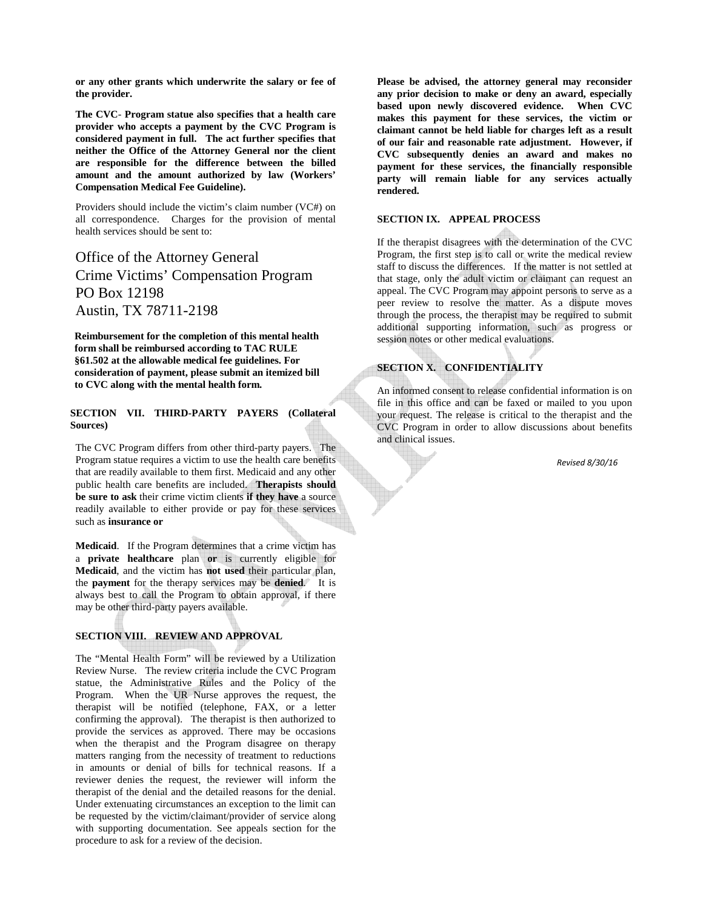**or any other grants which underwrite the salary or fee of the provider.**

**The CVC- Program statue also specifies that a health care provider who accepts a payment by the CVC Program is considered payment in full. The act further specifies that neither the Office of the Attorney General nor the client are responsible for the difference between the billed amount and the amount authorized by law (Workers' Compensation Medical Fee Guideline).**

Providers should include the victim's claim number (VC#) on all correspondence. Charges for the provision of mental health services should be sent to:

Office of the Attorney General
Crime Victims' Compensation Program
PO Box 12198
Austin, TX 78711-2198

**Reimbursement for the completion of this mental health form shall be reimbursed according to TAC RULE §61.502 at the allowable medical fee guidelines. For consideration of payment, please submit an itemized bill to CVC along with the mental health form.**

**SECTION VII. THIRD-PARTY PAYERS (Collateral Sources)**

The CVC Program differs from other third-party payers. The Program statue requires a victim to use the health care benefits that are readily available to them first. Medicaid and any other public health care benefits are included. **Therapists should be sure to ask** their crime victim clients **if they have** a source readily available to either provide or pay for these services such as **insurance or**

**Medicaid**. If the Program determines that a crime victim has a **private healthcare** plan **or** is currently eligible for **Medicaid**, and the victim has **not used** their particular plan, the **payment** for the therapy services may be **denied**. It is always best to call the Program to obtain approval, if there may be other third-party payers available.

**SECTION VIII. REVIEW AND APPROVAL**

The "Mental Health Form" will be reviewed by a Utilization Review Nurse. The review criteria include the CVC Program statue, the Administrative Rules and the Policy of the Program. When the UR Nurse approves the request, the therapist will be notified (telephone, FAX, or a letter confirming the approval). The therapist is then authorized to provide the services as approved. There may be occasions when the therapist and the Program disagree on therapy matters ranging from the necessity of treatment to reductions in amounts or denial of bills for technical reasons. If a reviewer denies the request, the reviewer will inform the therapist of the denial and the detailed reasons for the denial. Under extenuating circumstances an exception to the limit can be requested by the victim/claimant/provider of service along with supporting documentation. See appeals section for the procedure to ask for a review of the decision.

**Please be advised, the attorney general may reconsider any prior decision to make or deny an award, especially based upon newly discovered evidence. When CVC makes this payment for these services, the victim or claimant cannot be held liable for charges left as a result of our fair and reasonable rate adjustment. However, if CVC subsequently denies an award and makes no payment for these services, the financially responsible party will remain liable for any services actually rendered.**

**SECTION IX. APPEAL PROCESS**

If the therapist disagrees with the determination of the CVC Program, the first step is to call or write the medical review staff to discuss the differences. If the matter is not settled at that stage, only the adult victim or claimant can request an appeal. The CVC Program may appoint persons to serve as a peer review to resolve the matter. As a dispute moves through the process, the therapist may be required to submit additional supporting information, such as progress or session notes or other medical evaluations.

**SECTION X. CONFIDENTIALITY**

An informed consent to release confidential information is on file in this office and can be faxed or mailed to you upon your request. The release is critical to the therapist and the CVC Program in order to allow discussions about benefits and clinical issues.

*Revised 8/30/16*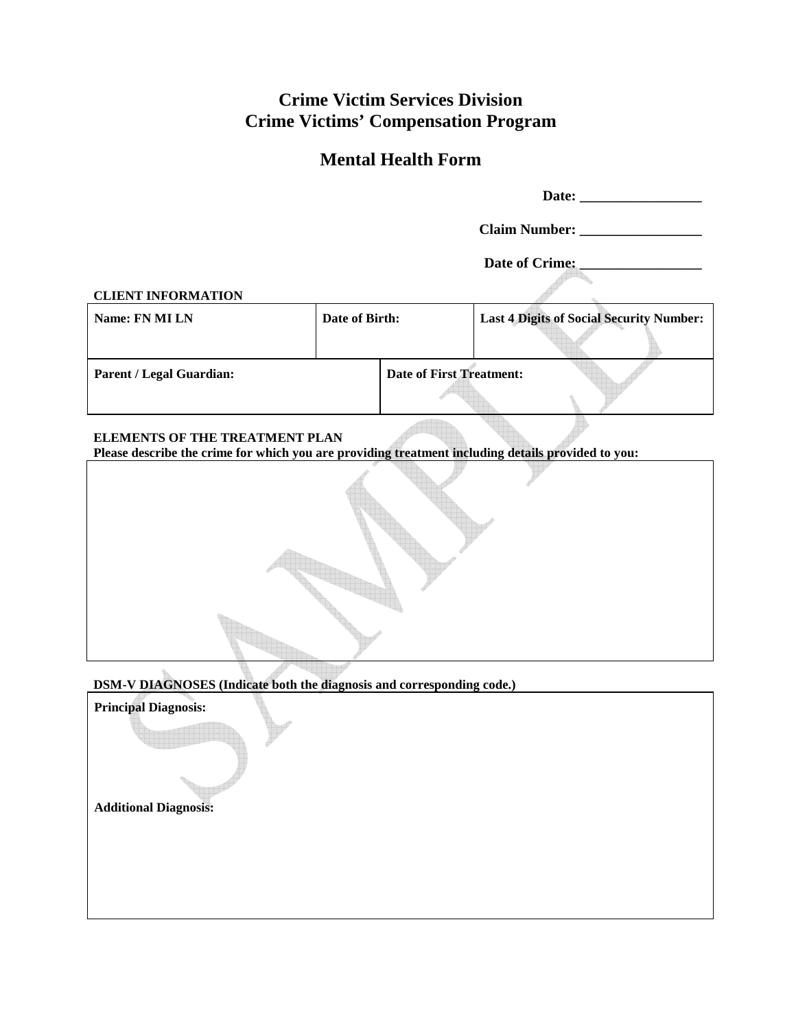# Crime Victim Services Division
# Crime Victims' Compensation Program

## Mental Health Form

**Date:** _________________

**Claim Number:** _________________

**Date of Crime:** _________________

**CLIENT INFORMATION**

| Name: FN MI LN | Date of Birth: | Last 4 Digits of Social Security Number: |
|---|---|---|
| | | |

| Parent / Legal Guardian: | Date of First Treatment: |
|---|---|
| | |

**ELEMENTS OF THE TREATMENT PLAN**

**Please describe the crime for which you are providing treatment including details provided to you:**

| |
|---|
| |

**DSM-V DIAGNOSES (Indicate both the diagnosis and corresponding code.)**

**Principal Diagnosis:**

**Additional Diagnosis:**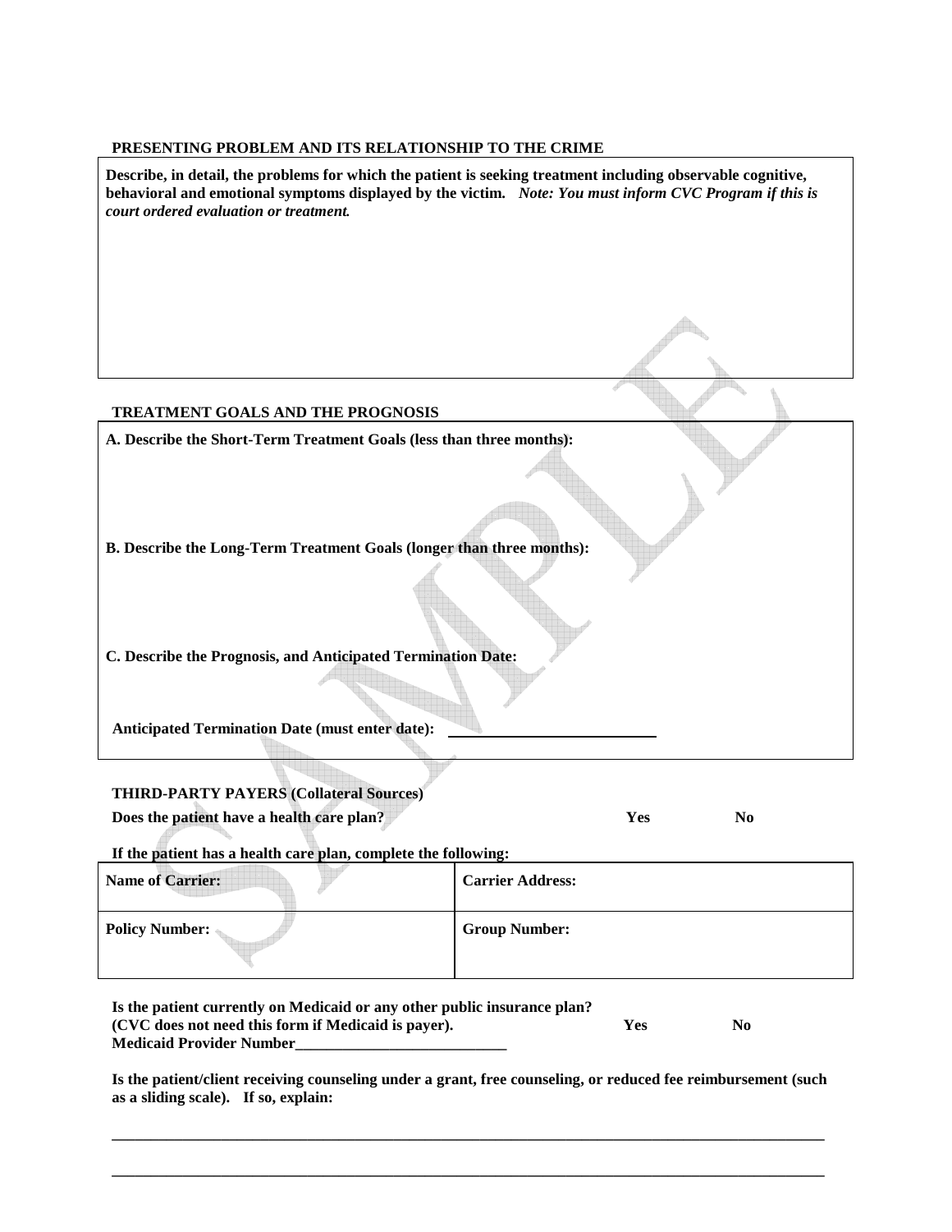**PRESENTING PROBLEM AND ITS RELATIONSHIP TO THE CRIME**

**Describe, in detail, the problems for which the patient is seeking treatment including observable cognitive, behavioral and emotional symptoms displayed by the victim.** ***Note: You must inform CVC Program if this is court ordered evaluation or treatment.***

**TREATMENT GOALS AND THE PROGNOSIS**

**A. Describe the Short-Term Treatment Goals (less than three months):**

**B. Describe the Long-Term Treatment Goals (longer than three months):**

**C. Describe the Prognosis, and Anticipated Termination Date:**

**Anticipated Termination Date (must enter date):** ____________________

**THIRD-PARTY PAYERS (Collateral Sources)**

**Does the patient have a health care plan?** **Yes** **No**

**If the patient has a health care plan, complete the following:**

| **Name of Carrier:** | **Carrier Address:** |
|---|---|
| **Policy Number:** | **Group Number:** |

**Is the patient currently on Medicaid or any other public insurance plan?**
**(CVC does not need this form if Medicaid is payer).** **Yes** **No**
**Medicaid Provider Number____________________________**

**Is the patient/client receiving counseling under a grant, free counseling, or reduced fee reimbursement (such as a sliding scale). If so, explain:**

______________________________________________________________________________

______________________________________________________________________________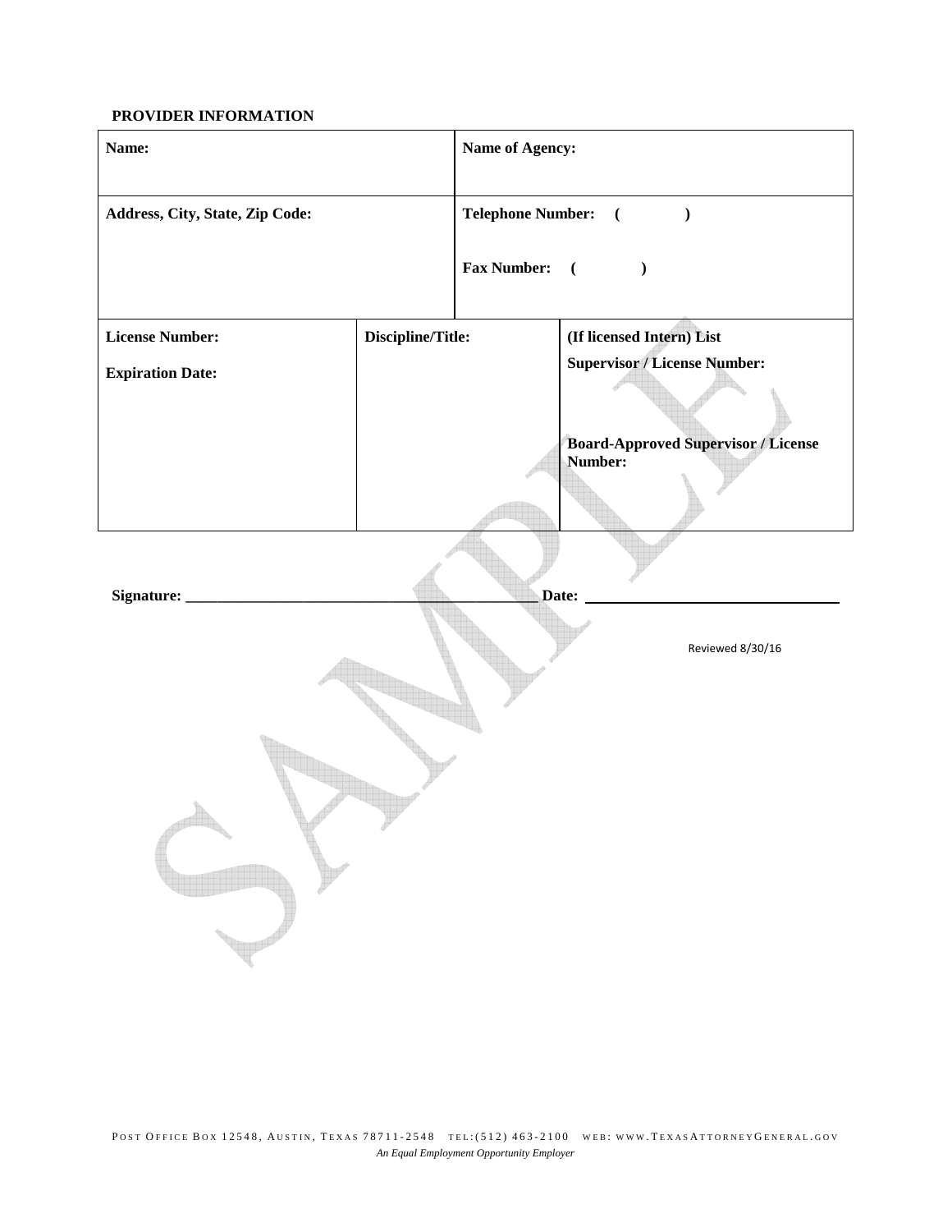**PROVIDER INFORMATION**

| | | | |
|---|---|---|---|
| **Name:** | | **Name of Agency:** | |
| **Address, City, State, Zip Code:** | | **Telephone Number: (　　　)**<br><br>**Fax Number: (　　　)** | |
| **License Number:**<br><br>**Expiration Date:** | **Discipline/Title:** | | **(If licensed Intern) List**<br>**Supervisor / License Number:**<br><br>**Board-Approved Supervisor / License Number:** |

**Signature:** \_\_\_\_\_\_\_\_\_\_\_\_\_\_\_\_\_\_\_\_\_\_\_\_\_\_\_\_\_\_\_\_\_\_\_\_\_\_\_\_\_\_ **Date:** \_\_\_\_\_\_\_\_\_\_\_\_\_\_\_\_\_\_\_\_\_\_\_\_\_\_\_\_\_\_

Reviewed 8/30/16

SAMPLE

POST OFFICE BOX 12548, AUSTIN, TEXAS 78711-2548 TEL:(512) 463-2100 WEB: WWW.TEXASATTORNEYGENERAL.GOV

*An Equal Employment Opportunity Employer*